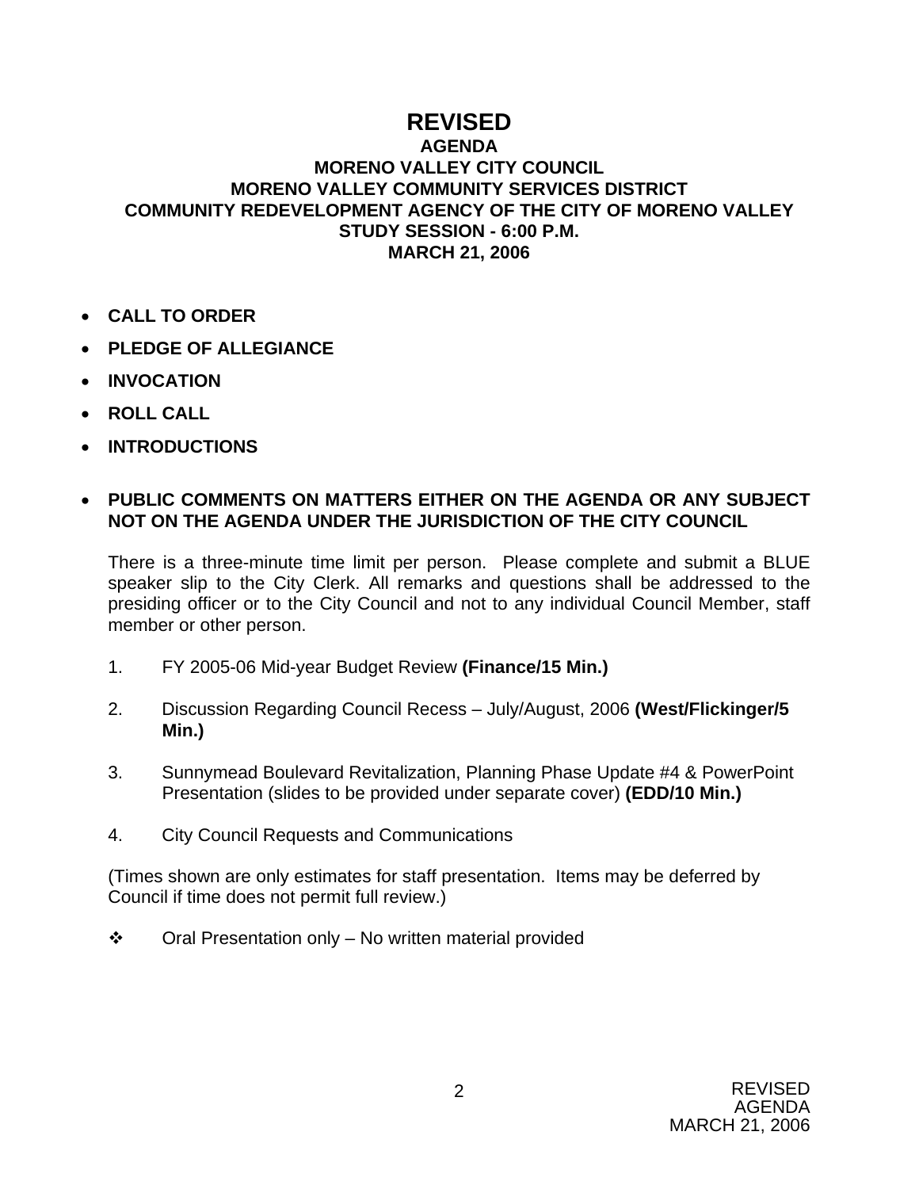# REVISED

## AGENDA
## MORENO VALLEY CITY COUNCIL
## MORENO VALLEY COMMUNITY SERVICES DISTRICT
## COMMUNITY REDEVELOPMENT AGENCY OF THE CITY OF MORENO VALLEY
## STUDY SESSION - 6:00 P.M.
## MARCH 21, 2006

- **CALL TO ORDER**
- **PLEDGE OF ALLEGIANCE**
- **INVOCATION**
- **ROLL CALL**
- **INTRODUCTIONS**
- **PUBLIC COMMENTS ON MATTERS EITHER ON THE AGENDA OR ANY SUBJECT NOT ON THE AGENDA UNDER THE JURISDICTION OF THE CITY COUNCIL**

  There is a three-minute time limit per person. Please complete and submit a BLUE speaker slip to the City Clerk. All remarks and questions shall be addressed to the presiding officer or to the City Council and not to any individual Council Member, staff member or other person.

1. FY 2005-06 Mid-year Budget Review **(Finance/15 Min.)**

2. Discussion Regarding Council Recess – July/August, 2006 **(West/Flickinger/5 Min.)**

3. Sunnymead Boulevard Revitalization, Planning Phase Update #4 & PowerPoint Presentation (slides to be provided under separate cover) **(EDD/10 Min.)**

4. City Council Requests and Communications

(Times shown are only estimates for staff presentation. Items may be deferred by Council if time does not permit full review.)

❖ Oral Presentation only – No written material provided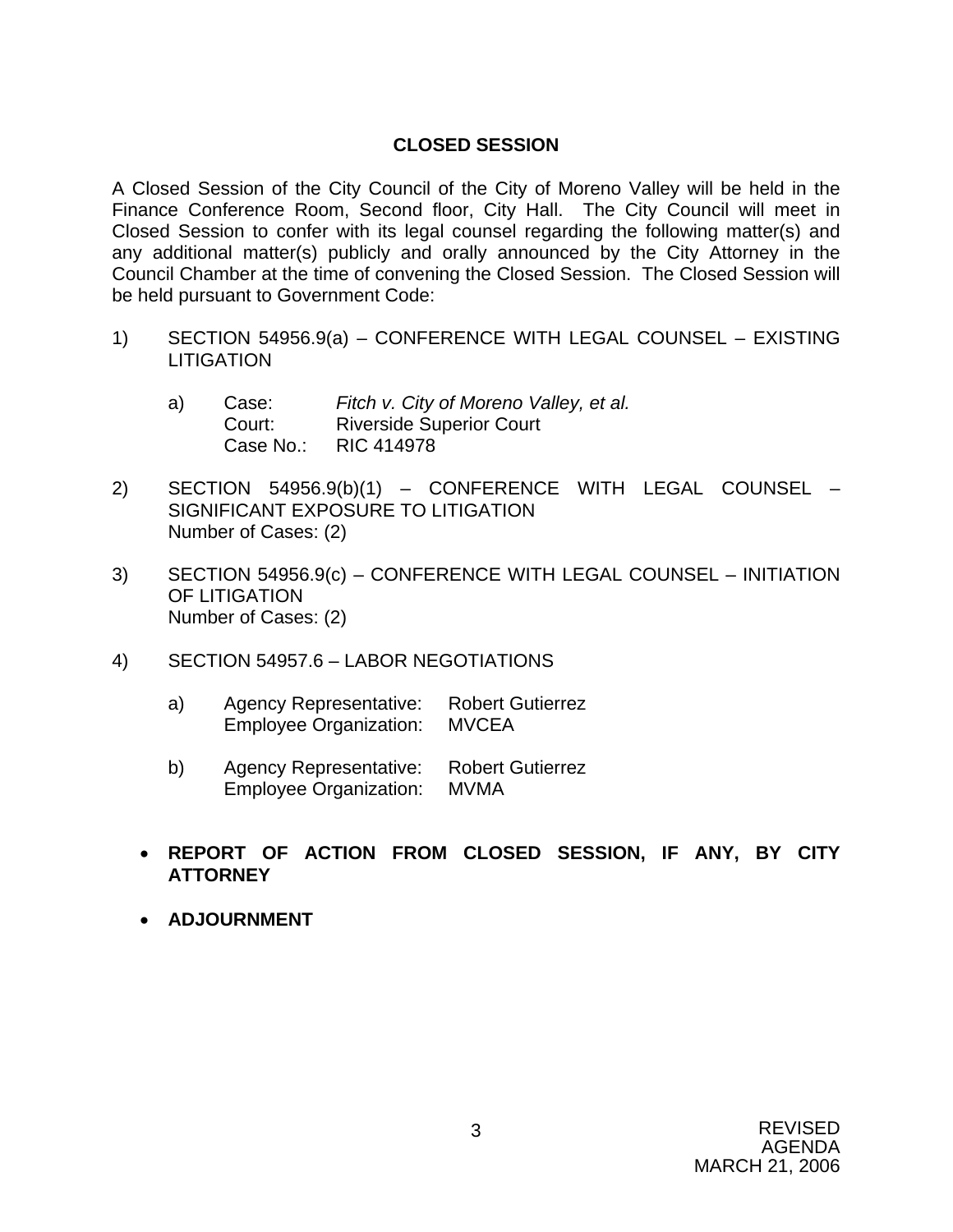## CLOSED SESSION

A Closed Session of the City Council of the City of Moreno Valley will be held in the Finance Conference Room, Second floor, City Hall. The City Council will meet in Closed Session to confer with its legal counsel regarding the following matter(s) and any additional matter(s) publicly and orally announced by the City Attorney in the Council Chamber at the time of convening the Closed Session. The Closed Session will be held pursuant to Government Code:

1) SECTION 54956.9(a) – CONFERENCE WITH LEGAL COUNSEL – EXISTING LITIGATION

   a) Case: *Fitch v. City of Moreno Valley, et al.*
      Court: Riverside Superior Court
      Case No.: RIC 414978

2) SECTION 54956.9(b)(1) – CONFERENCE WITH LEGAL COUNSEL – SIGNIFICANT EXPOSURE TO LITIGATION
   Number of Cases: (2)

3) SECTION 54956.9(c) – CONFERENCE WITH LEGAL COUNSEL – INITIATION OF LITIGATION
   Number of Cases: (2)

4) SECTION 54957.6 – LABOR NEGOTIATIONS

   a) Agency Representative: Robert Gutierrez
      Employee Organization: MVCEA

   b) Agency Representative: Robert Gutierrez
      Employee Organization: MVMA

- **REPORT OF ACTION FROM CLOSED SESSION, IF ANY, BY CITY ATTORNEY**
- **ADJOURNMENT**